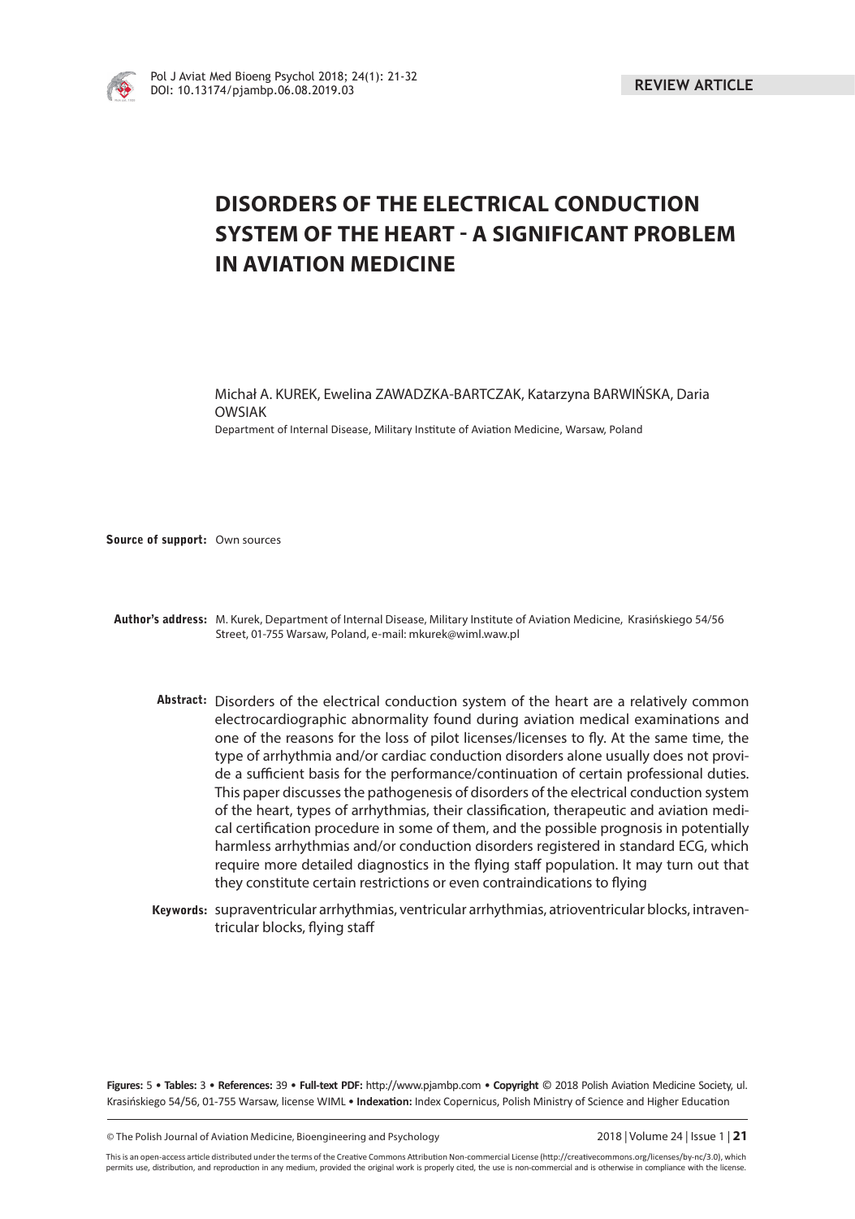REVIEW ARTICLE

# DISORDERS OF THE ELECTRICAL CONDUCTION SYSTEM OF THE HEART - A SIGNIFICANT PROBLEM IN AVIATION MEDICINE

Michał A. KUREK, Ewelina ZAWADZKA-BARTCZAK, Katarzyna BARWIŃSKA, Daria OWSIAK

Department of Internal Disease, Military Institute of Aviation Medicine, Warsaw, Poland

**Source of support:** Own sources

**Author's address:** M. Kurek, Department of Internal Disease, Military Institute of Aviation Medicine, Krasińskiego 54/56 Street, 01-755 Warsaw, Poland, e-mail: mkurek@wiml.waw.pl

**Abstract:** Disorders of the electrical conduction system of the heart are a relatively common electrocardiographic abnormality found during aviation medical examinations and one of the reasons for the loss of pilot licenses/licenses to fly. At the same time, the type of arrhythmia and/or cardiac conduction disorders alone usually does not provide a sufficient basis for the performance/continuation of certain professional duties. This paper discusses the pathogenesis of disorders of the electrical conduction system of the heart, types of arrhythmias, their classification, therapeutic and aviation medical certification procedure in some of them, and the possible prognosis in potentially harmless arrhythmias and/or conduction disorders registered in standard ECG, which require more detailed diagnostics in the flying staff population. It may turn out that they constitute certain restrictions or even contraindications to flying

**Keywords:** supraventricular arrhythmias, ventricular arrhythmias, atrioventricular blocks, intraventricular blocks, flying staff

**Figures:** 5 • **Tables:** 3 • **References:** 39 • **Full-text PDF:** http://www.pjambp.com • **Copyright** © 2018 Polish Aviation Medicine Society, ul. Krasińskiego 54/56, 01-755 Warsaw, license WIML • **Indexation:** Index Copernicus, Polish Ministry of Science and Higher Education

This is an open-access article distributed under the terms of the Creative Commons Attribution Non-commercial License (http://creativecommons.org/licenses/by-nc/3.0), which permits use, distribution, and reproduction in any medium, provided the original work is properly cited, the use is non-commercial and is otherwise in compliance with the license.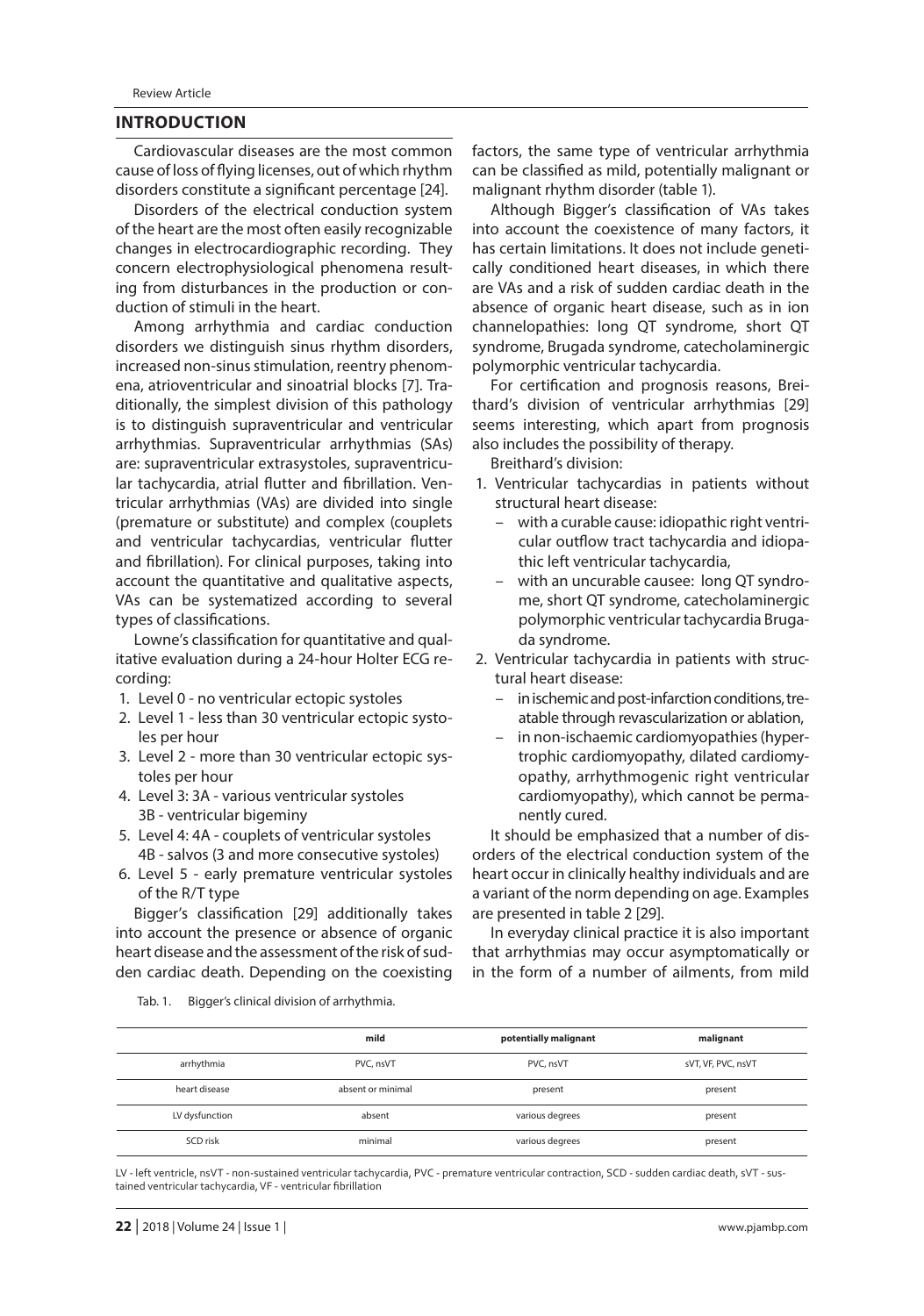## INTRODUCTION

Cardiovascular diseases are the most common cause of loss of flying licenses, out of which rhythm disorders constitute a significant percentage [24].

Disorders of the electrical conduction system of the heart are the most often easily recognizable changes in electrocardiographic recording. They concern electrophysiological phenomena resulting from disturbances in the production or conduction of stimuli in the heart.

Among arrhythmia and cardiac conduction disorders we distinguish sinus rhythm disorders, increased non-sinus stimulation, reentry phenomena, atrioventricular and sinoatrial blocks [7]. Traditionally, the simplest division of this pathology is to distinguish supraventricular and ventricular arrhythmias. Supraventricular arrhythmias (SAs) are: supraventricular extrasystoles, supraventricular tachycardia, atrial flutter and fibrillation. Ventricular arrhythmias (VAs) are divided into single (premature or substitute) and complex (couplets and ventricular tachycardias, ventricular flutter and fibrillation). For clinical purposes, taking into account the quantitative and qualitative aspects, VAs can be systematized according to several types of classifications.

Lowne's classification for quantitative and qualitative evaluation during a 24-hour Holter ECG recording:

1. Level 0 - no ventricular ectopic systoles
2. Level 1 - less than 30 ventricular ectopic systoles per hour
3. Level 2 - more than 30 ventricular ectopic systoles per hour
4. Level 3: 3A - various ventricular systoles
   3B - ventricular bigeminy
5. Level 4: 4A - couplets of ventricular systoles
   4B - salvos (3 and more consecutive systoles)
6. Level 5 - early premature ventricular systoles of the R/T type

Bigger's classification [29] additionally takes into account the presence or absence of organic heart disease and the assessment of the risk of sudden cardiac death. Depending on the coexisting factors, the same type of ventricular arrhythmia can be classified as mild, potentially malignant or malignant rhythm disorder (table 1).

Although Bigger's classification of VAs takes into account the coexistence of many factors, it has certain limitations. It does not include genetically conditioned heart diseases, in which there are VAs and a risk of sudden cardiac death in the absence of organic heart disease, such as in ion channelopathies: long QT syndrome, short QT syndrome, Brugada syndrome, catecholaminergic polymorphic ventricular tachycardia.

For certification and prognosis reasons, Breithard's division of ventricular arrhythmias [29] seems interesting, which apart from prognosis also includes the possibility of therapy.

Breithard's division:

1. Ventricular tachycardias in patients without structural heart disease:
   - with a curable cause: idiopathic right ventricular outflow tract tachycardia and idiopathic left ventricular tachycardia,
   - with an uncurable causee: long QT syndrome, short QT syndrome, catecholaminergic polymorphic ventricular tachycardia Brugada syndrome.
2. Ventricular tachycardia in patients with structural heart disease:
   - in ischemic and post-infarction conditions, treatable through revascularization or ablation,
   - in non-ischaemic cardiomyopathies (hypertrophic cardiomyopathy, dilated cardiomyopathy, arrhythmogenic right ventricular cardiomyopathy), which cannot be permanently cured.

It should be emphasized that a number of disorders of the electrical conduction system of the heart occur in clinically healthy individuals and are a variant of the norm depending on age. Examples are presented in table 2 [29].

In everyday clinical practice it is also important that arrhythmias may occur asymptomatically or in the form of a number of ailments, from mild

Tab. 1. Bigger's clinical division of arrhythmia.

| | mild | potentially malignant | malignant |
|---|---|---|---|
| arrhythmia | PVC, nsVT | PVC, nsVT | sVT, VF, PVC, nsVT |
| heart disease | absent or minimal | present | present |
| LV dysfunction | absent | various degrees | present |
| SCD risk | minimal | various degrees | present |

LV - left ventricle, nsVT - non-sustained ventricular tachycardia, PVC - premature ventricular contraction, SCD - sudden cardiac death, sVT - sustained ventricular tachycardia, VF - ventricular fibrillation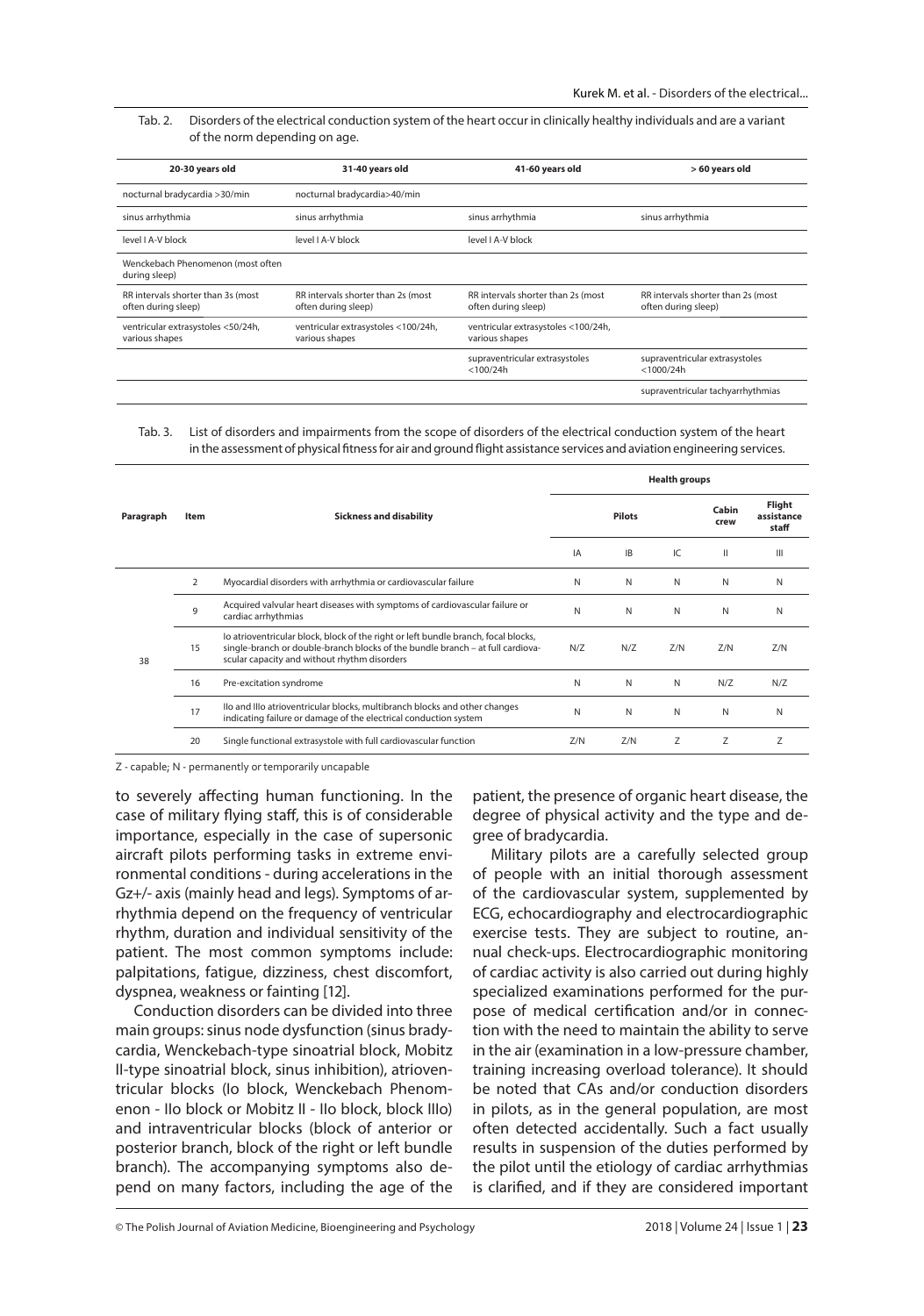Tab. 2. Disorders of the electrical conduction system of the heart occur in clinically healthy individuals and are a variant of the norm depending on age.

| 20-30 years old | 31-40 years old | 41-60 years old | > 60 years old |
|---|---|---|---|
| nocturnal bradycardia >30/min | nocturnal bradycardia>40/min | | |
| sinus arrhythmia | sinus arrhythmia | sinus arrhythmia | sinus arrhythmia |
| level I A-V block | level I A-V block | level I A-V block | |
| Wenckebach Phenomenon (most often during sleep) | | | |
| RR intervals shorter than 3s (most often during sleep) | RR intervals shorter than 2s (most often during sleep) | RR intervals shorter than 2s (most often during sleep) | RR intervals shorter than 2s (most often during sleep) |
| ventricular extrasystoles <50/24h, various shapes | ventricular extrasystoles <100/24h, various shapes | ventricular extrasystoles <100/24h, various shapes | |
| | | supraventricular extrasystoles <100/24h | supraventricular extrasystoles <1000/24h |
| | | | supraventricular tachyarrhythmias |

Tab. 3. List of disorders and impairments from the scope of disorders of the electrical conduction system of the heart in the assessment of physical fitness for air and ground flight assistance services and aviation engineering services.

| Paragraph | Item | Sickness and disability | Health groups | | | | |
|---|---|---|---|---|---|---|---|
| | | | Pilots | | | Cabin crew | Flight assistance staff |
| | | | IA | IB | IC | II | III |
| 38 | 2 | Myocardial disorders with arrhythmia or cardiovascular failure | N | N | N | N | N |
| | 9 | Acquired valvular heart diseases with symptoms of cardiovascular failure or cardiac arrhythmias | N | N | N | N | N |
| | 15 | Io atrioventricular block, block of the right or left bundle branch, focal blocks, single-branch or double-branch blocks of the bundle branch – at full cardiovascular capacity and without rhythm disorders | N/Z | N/Z | Z/N | Z/N | Z/N |
| | 16 | Pre-excitation syndrome | N | N | N | N/Z | N/Z |
| | 17 | IIo and IIIo atrioventricular blocks, multibranch blocks and other changes indicating failure or damage of the electrical conduction system | N | N | N | N | N |
| | 20 | Single functional extrasystole with full cardiovascular function | Z/N | Z/N | Z | Z | Z |

Z - capable; N - permanently or temporarily uncapable

to severely affecting human functioning. In the case of military flying staff, this is of considerable importance, especially in the case of supersonic aircraft pilots performing tasks in extreme environmental conditions - during accelerations in the Gz+/- axis (mainly head and legs). Symptoms of arrhythmia depend on the frequency of ventricular rhythm, duration and individual sensitivity of the patient. The most common symptoms include: palpitations, fatigue, dizziness, chest discomfort, dyspnea, weakness or fainting [12].

Conduction disorders can be divided into three main groups: sinus node dysfunction (sinus bradycardia, Wenckebach-type sinoatrial block, Mobitz II-type sinoatrial block, sinus inhibition), atrioventricular blocks (Io block, Wenckebach Phenomenon - IIo block or Mobitz II - IIo block, block IIIo) and intraventricular blocks (block of anterior or posterior branch, block of the right or left bundle branch). The accompanying symptoms also depend on many factors, including the age of the patient, the presence of organic heart disease, the degree of physical activity and the type and degree of bradycardia.

Military pilots are a carefully selected group of people with an initial thorough assessment of the cardiovascular system, supplemented by ECG, echocardiography and electrocardiographic exercise tests. They are subject to routine, annual check-ups. Electrocardiographic monitoring of cardiac activity is also carried out during highly specialized examinations performed for the purpose of medical certification and/or in connection with the need to maintain the ability to serve in the air (examination in a low-pressure chamber, training increasing overload tolerance). It should be noted that CAs and/or conduction disorders in pilots, as in the general population, are most often detected accidentally. Such a fact usually results in suspension of the duties performed by the pilot until the etiology of cardiac arrhythmias is clarified, and if they are considered important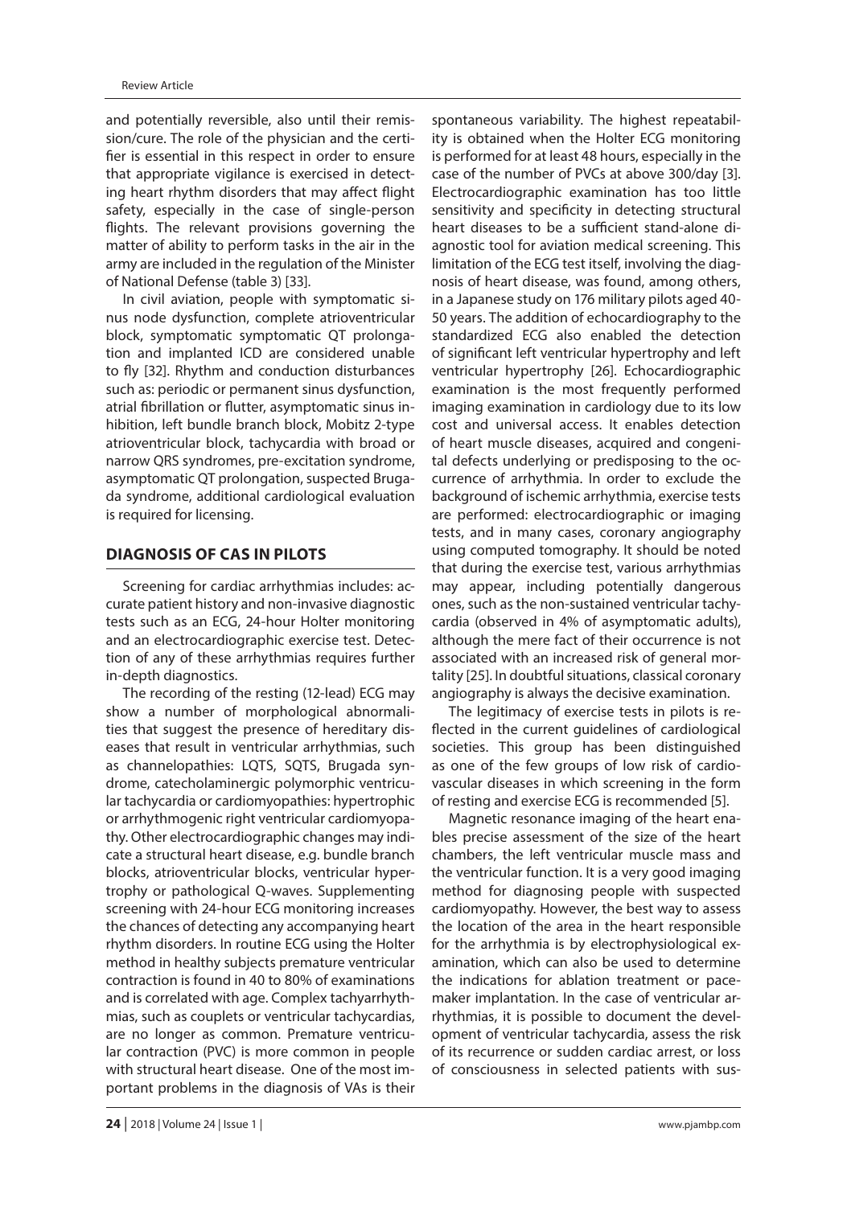and potentially reversible, also until their remission/cure. The role of the physician and the certifier is essential in this respect in order to ensure that appropriate vigilance is exercised in detecting heart rhythm disorders that may affect flight safety, especially in the case of single-person flights. The relevant provisions governing the matter of ability to perform tasks in the air in the army are included in the regulation of the Minister of National Defense (table 3) [33].

In civil aviation, people with symptomatic sinus node dysfunction, complete atrioventricular block, symptomatic symptomatic QT prolongation and implanted ICD are considered unable to fly [32]. Rhythm and conduction disturbances such as: periodic or permanent sinus dysfunction, atrial fibrillation or flutter, asymptomatic sinus inhibition, left bundle branch block, Mobitz 2-type atrioventricular block, tachycardia with broad or narrow QRS syndromes, pre-excitation syndrome, asymptomatic QT prolongation, suspected Brugada syndrome, additional cardiological evaluation is required for licensing.

## DIAGNOSIS OF CAS IN PILOTS

Screening for cardiac arrhythmias includes: accurate patient history and non-invasive diagnostic tests such as an ECG, 24-hour Holter monitoring and an electrocardiographic exercise test. Detection of any of these arrhythmias requires further in-depth diagnostics.

The recording of the resting (12-lead) ECG may show a number of morphological abnormalities that suggest the presence of hereditary diseases that result in ventricular arrhythmias, such as channelopathies: LQTS, SQTS, Brugada syndrome, catecholaminergic polymorphic ventricular tachycardia or cardiomyopathies: hypertrophic or arrhythmogenic right ventricular cardiomyopathy. Other electrocardiographic changes may indicate a structural heart disease, e.g. bundle branch blocks, atrioventricular blocks, ventricular hypertrophy or pathological Q-waves. Supplementing screening with 24-hour ECG monitoring increases the chances of detecting any accompanying heart rhythm disorders. In routine ECG using the Holter method in healthy subjects premature ventricular contraction is found in 40 to 80% of examinations and is correlated with age. Complex tachyarrhythmias, such as couplets or ventricular tachycardias, are no longer as common. Premature ventricular contraction (PVC) is more common in people with structural heart disease. One of the most important problems in the diagnosis of VAs is their spontaneous variability. The highest repeatability is obtained when the Holter ECG monitoring is performed for at least 48 hours, especially in the case of the number of PVCs at above 300/day [3]. Electrocardiographic examination has too little sensitivity and specificity in detecting structural heart diseases to be a sufficient stand-alone diagnostic tool for aviation medical screening. This limitation of the ECG test itself, involving the diagnosis of heart disease, was found, among others, in a Japanese study on 176 military pilots aged 40-50 years. The addition of echocardiography to the standardized ECG also enabled the detection of significant left ventricular hypertrophy and left ventricular hypertrophy [26]. Echocardiographic examination is the most frequently performed imaging examination in cardiology due to its low cost and universal access. It enables detection of heart muscle diseases, acquired and congenital defects underlying or predisposing to the occurrence of arrhythmia. In order to exclude the background of ischemic arrhythmia, exercise tests are performed: electrocardiographic or imaging tests, and in many cases, coronary angiography using computed tomography. It should be noted that during the exercise test, various arrhythmias may appear, including potentially dangerous ones, such as the non-sustained ventricular tachycardia (observed in 4% of asymptomatic adults), although the mere fact of their occurrence is not associated with an increased risk of general mortality [25]. In doubtful situations, classical coronary angiography is always the decisive examination.

The legitimacy of exercise tests in pilots is reflected in the current guidelines of cardiological societies. This group has been distinguished as one of the few groups of low risk of cardiovascular diseases in which screening in the form of resting and exercise ECG is recommended [5].

Magnetic resonance imaging of the heart enables precise assessment of the size of the heart chambers, the left ventricular muscle mass and the ventricular function. It is a very good imaging method for diagnosing people with suspected cardiomyopathy. However, the best way to assess the location of the area in the heart responsible for the arrhythmia is by electrophysiological examination, which can also be used to determine the indications for ablation treatment or pacemaker implantation. In the case of ventricular arrhythmias, it is possible to document the development of ventricular tachycardia, assess the risk of its recurrence or sudden cardiac arrest, or loss of consciousness in selected patients with sus-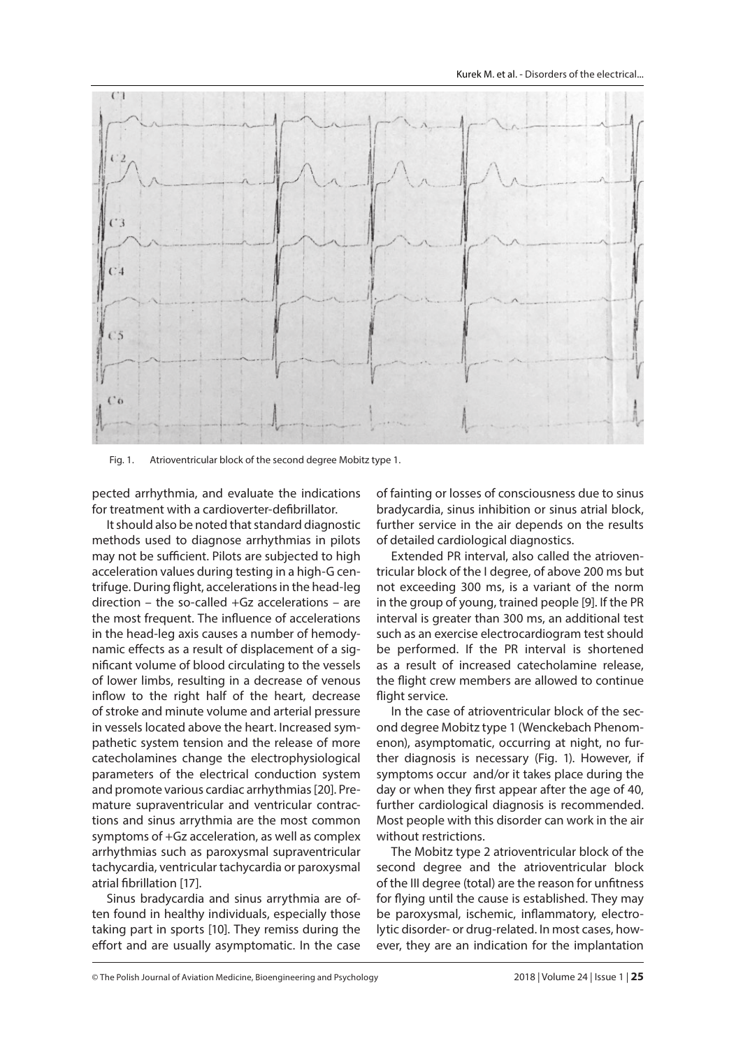Fig. 1. Atrioventricular block of the second degree Mobitz type 1.

pected arrhythmia, and evaluate the indications for treatment with a cardioverter-defibrillator.

It should also be noted that standard diagnostic methods used to diagnose arrhythmias in pilots may not be sufficient. Pilots are subjected to high acceleration values during testing in a high-G centrifuge. During flight, accelerations in the head-leg direction – the so-called +Gz accelerations – are the most frequent. The influence of accelerations in the head-leg axis causes a number of hemodynamic effects as a result of displacement of a significant volume of blood circulating to the vessels of lower limbs, resulting in a decrease of venous inflow to the right half of the heart, decrease of stroke and minute volume and arterial pressure in vessels located above the heart. Increased sympathetic system tension and the release of more catecholamines change the electrophysiological parameters of the electrical conduction system and promote various cardiac arrhythmias [20]. Premature supraventricular and ventricular contractions and sinus arrythmia are the most common symptoms of +Gz acceleration, as well as complex arrhythmias such as paroxysmal supraventricular tachycardia, ventricular tachycardia or paroxysmal atrial fibrillation [17].

Sinus bradycardia and sinus arrythmia are often found in healthy individuals, especially those taking part in sports [10]. They remiss during the effort and are usually asymptomatic. In the case of fainting or losses of consciousness due to sinus bradycardia, sinus inhibition or sinus atrial block, further service in the air depends on the results of detailed cardiological diagnostics.

Extended PR interval, also called the atrioventricular block of the I degree, of above 200 ms but not exceeding 300 ms, is a variant of the norm in the group of young, trained people [9]. If the PR interval is greater than 300 ms, an additional test such as an exercise electrocardiogram test should be performed. If the PR interval is shortened as a result of increased catecholamine release, the flight crew members are allowed to continue flight service.

In the case of atrioventricular block of the second degree Mobitz type 1 (Wenckebach Phenomenon), asymptomatic, occurring at night, no further diagnosis is necessary (Fig. 1). However, if symptoms occur and/or it takes place during the day or when they first appear after the age of 40, further cardiological diagnosis is recommended. Most people with this disorder can work in the air without restrictions.

The Mobitz type 2 atrioventricular block of the second degree and the atrioventricular block of the III degree (total) are the reason for unfitness for flying until the cause is established. They may be paroxysmal, ischemic, inflammatory, electrolytic disorder- or drug-related. In most cases, however, they are an indication for the implantation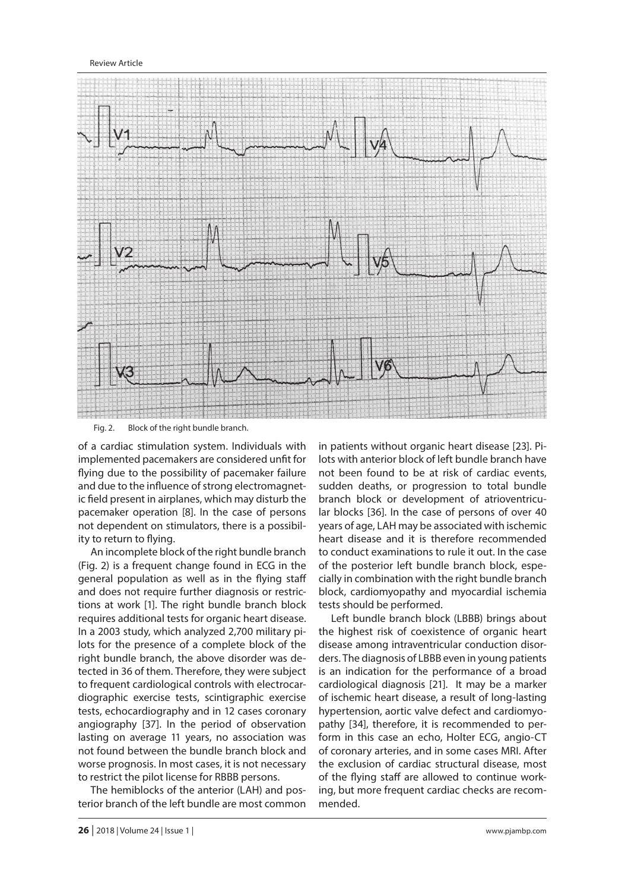Fig. 2. Block of the right bundle branch.

of a cardiac stimulation system. Individuals with implemented pacemakers are considered unfit for flying due to the possibility of pacemaker failure and due to the influence of strong electromagnetic field present in airplanes, which may disturb the pacemaker operation [8]. In the case of persons not dependent on stimulators, there is a possibility to return to flying.

An incomplete block of the right bundle branch (Fig. 2) is a frequent change found in ECG in the general population as well as in the flying staff and does not require further diagnosis or restrictions at work [1]. The right bundle branch block requires additional tests for organic heart disease. In a 2003 study, which analyzed 2,700 military pilots for the presence of a complete block of the right bundle branch, the above disorder was detected in 36 of them. Therefore, they were subject to frequent cardiological controls with electrocardiographic exercise tests, scintigraphic exercise tests, echocardiography and in 12 cases coronary angiography [37]. In the period of observation lasting on average 11 years, no association was not found between the bundle branch block and worse prognosis. In most cases, it is not necessary to restrict the pilot license for RBBB persons.

The hemiblocks of the anterior (LAH) and posterior branch of the left bundle are most common in patients without organic heart disease [23]. Pilots with anterior block of left bundle branch have not been found to be at risk of cardiac events, sudden deaths, or progression to total bundle branch block or development of atrioventricular blocks [36]. In the case of persons of over 40 years of age, LAH may be associated with ischemic heart disease and it is therefore recommended to conduct examinations to rule it out. In the case of the posterior left bundle branch block, especially in combination with the right bundle branch block, cardiomyopathy and myocardial ischemia tests should be performed.

Left bundle branch block (LBBB) brings about the highest risk of coexistence of organic heart disease among intraventricular conduction disorders. The diagnosis of LBBB even in young patients is an indication for the performance of a broad cardiological diagnosis [21]. It may be a marker of ischemic heart disease, a result of long-lasting hypertension, aortic valve defect and cardiomyopathy [34], therefore, it is recommended to perform in this case an echo, Holter ECG, angio-CT of coronary arteries, and in some cases MRI. After the exclusion of cardiac structural disease, most of the flying staff are allowed to continue working, but more frequent cardiac checks are recommended.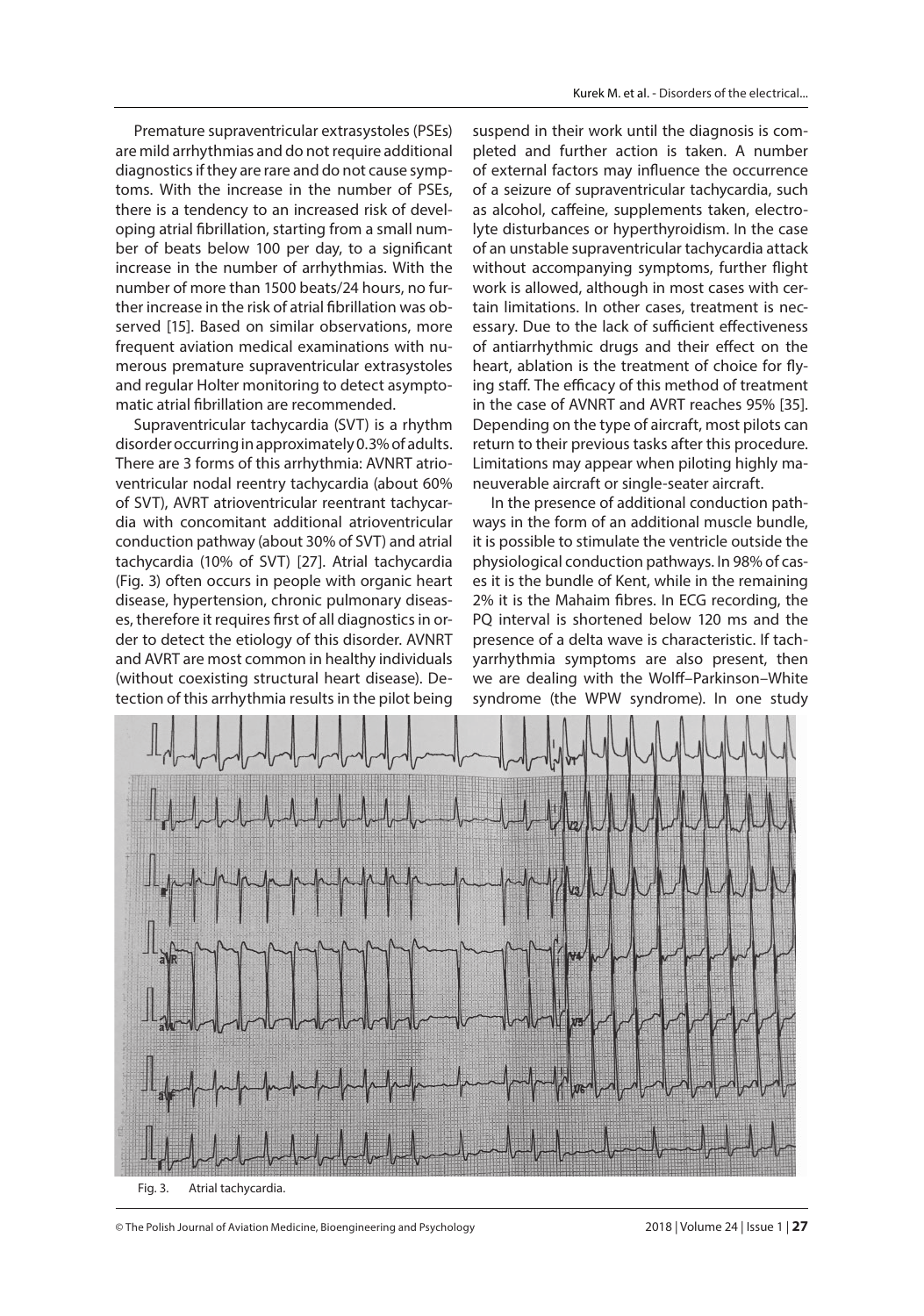Premature supraventricular extrasystoles (PSEs) are mild arrhythmias and do not require additional diagnostics if they are rare and do not cause symptoms. With the increase in the number of PSEs, there is a tendency to an increased risk of developing atrial fibrillation, starting from a small number of beats below 100 per day, to a significant increase in the number of arrhythmias. With the number of more than 1500 beats/24 hours, no further increase in the risk of atrial fibrillation was observed [15]. Based on similar observations, more frequent aviation medical examinations with numerous premature supraventricular extrasystoles and regular Holter monitoring to detect asymptomatic atrial fibrillation are recommended.

Supraventricular tachycardia (SVT) is a rhythm disorder occurring in approximately 0.3% of adults. There are 3 forms of this arrhythmia: AVNRT atrioventricular nodal reentry tachycardia (about 60% of SVT), AVRT atrioventricular reentrant tachycardia with concomitant additional atrioventricular conduction pathway (about 30% of SVT) and atrial tachycardia (10% of SVT) [27]. Atrial tachycardia (Fig. 3) often occurs in people with organic heart disease, hypertension, chronic pulmonary diseases, therefore it requires first of all diagnostics in order to detect the etiology of this disorder. AVNRT and AVRT are most common in healthy individuals (without coexisting structural heart disease). Detection of this arrhythmia results in the pilot being suspend in their work until the diagnosis is completed and further action is taken. A number of external factors may influence the occurrence of a seizure of supraventricular tachycardia, such as alcohol, caffeine, supplements taken, electrolyte disturbances or hyperthyroidism. In the case of an unstable supraventricular tachycardia attack without accompanying symptoms, further flight work is allowed, although in most cases with certain limitations. In other cases, treatment is necessary. Due to the lack of sufficient effectiveness of antiarrhythmic drugs and their effect on the heart, ablation is the treatment of choice for flying staff. The efficacy of this method of treatment in the case of AVNRT and AVRT reaches 95% [35]. Depending on the type of aircraft, most pilots can return to their previous tasks after this procedure. Limitations may appear when piloting highly maneuverable aircraft or single-seater aircraft.

In the presence of additional conduction pathways in the form of an additional muscle bundle, it is possible to stimulate the ventricle outside the physiological conduction pathways. In 98% of cases it is the bundle of Kent, while in the remaining 2% it is the Mahaim fibres. In ECG recording, the PQ interval is shortened below 120 ms and the presence of a delta wave is characteristic. If tachyarrhythmia symptoms are also present, then we are dealing with the Wolff–Parkinson–White syndrome (the WPW syndrome). In one study

Fig. 3. Atrial tachycardia.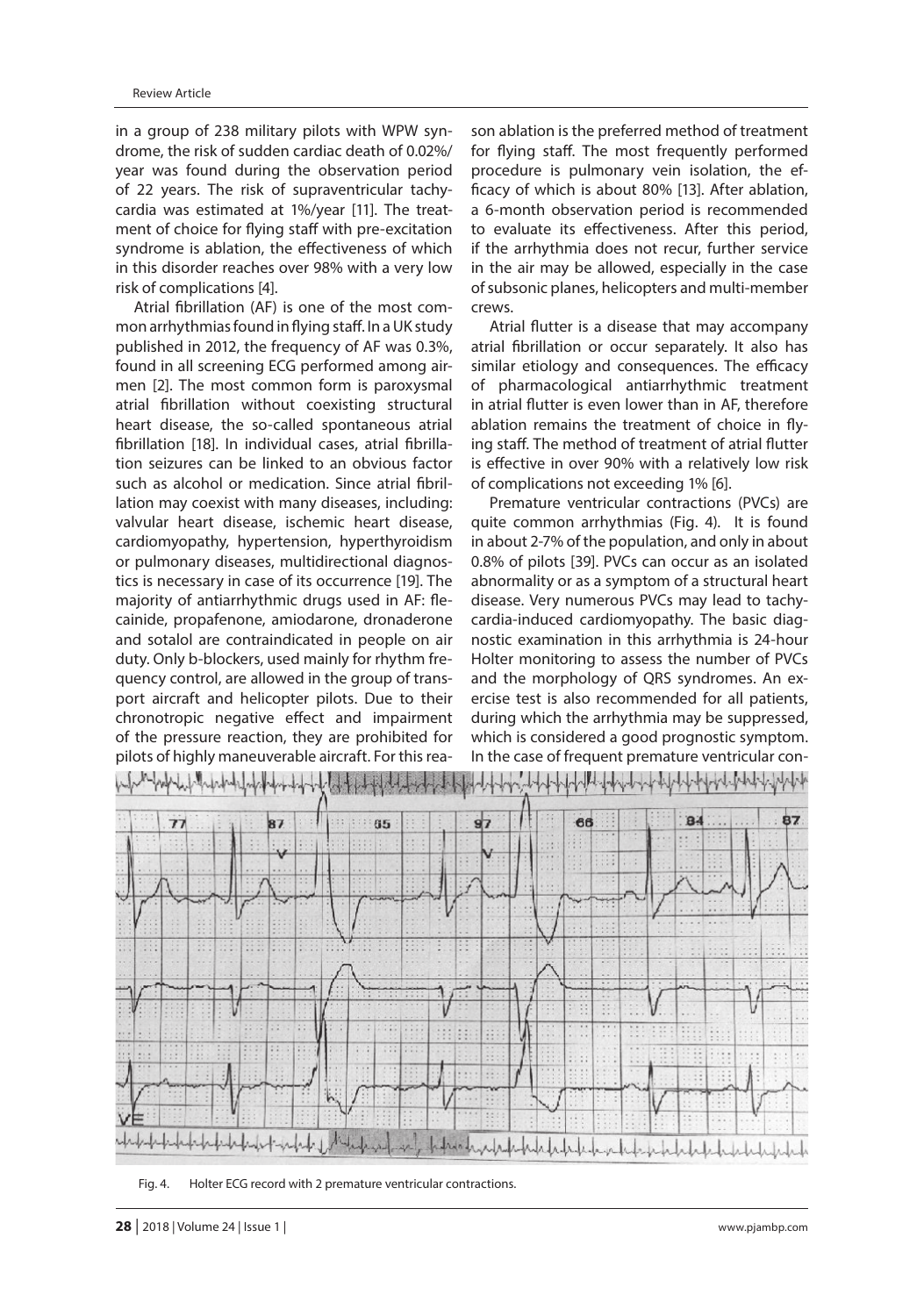in a group of 238 military pilots with WPW syndrome, the risk of sudden cardiac death of 0.02%/year was found during the observation period of 22 years. The risk of supraventricular tachycardia was estimated at 1%/year [11]. The treatment of choice for flying staff with pre-excitation syndrome is ablation, the effectiveness of which in this disorder reaches over 98% with a very low risk of complications [4].

Atrial fibrillation (AF) is one of the most common arrhythmias found in flying staff. In a UK study published in 2012, the frequency of AF was 0.3%, found in all screening ECG performed among airmen [2]. The most common form is paroxysmal atrial fibrillation without coexisting structural heart disease, the so-called spontaneous atrial fibrillation [18]. In individual cases, atrial fibrillation seizures can be linked to an obvious factor such as alcohol or medication. Since atrial fibrillation may coexist with many diseases, including: valvular heart disease, ischemic heart disease, cardiomyopathy, hypertension, hyperthyroidism or pulmonary diseases, multidirectional diagnostics is necessary in case of its occurrence [19]. The majority of antiarrhythmic drugs used in AF: flecainide, propafenone, amiodarone, dronaderone and sotalol are contraindicated in people on air duty. Only b-blockers, used mainly for rhythm frequency control, are allowed in the group of transport aircraft and helicopter pilots. Due to their chronotropic negative effect and impairment of the pressure reaction, they are prohibited for pilots of highly maneuverable aircraft. For this reason ablation is the preferred method of treatment for flying staff. The most frequently performed procedure is pulmonary vein isolation, the efficacy of which is about 80% [13]. After ablation, a 6-month observation period is recommended to evaluate its effectiveness. After this period, if the arrhythmia does not recur, further service in the air may be allowed, especially in the case of subsonic planes, helicopters and multi-member crews.

Atrial flutter is a disease that may accompany atrial fibrillation or occur separately. It also has similar etiology and consequences. The efficacy of pharmacological antiarrhythmic treatment in atrial flutter is even lower than in AF, therefore ablation remains the treatment of choice in flying staff. The method of treatment of atrial flutter is effective in over 90% with a relatively low risk of complications not exceeding 1% [6].

Premature ventricular contractions (PVCs) are quite common arrhythmias (Fig. 4). It is found in about 2-7% of the population, and only in about 0.8% of pilots [39]. PVCs can occur as an isolated abnormality or as a symptom of a structural heart disease. Very numerous PVCs may lead to tachycardia-induced cardiomyopathy. The basic diagnostic examination in this arrhythmia is 24-hour Holter monitoring to assess the number of PVCs and the morphology of QRS syndromes. An exercise test is also recommended for all patients, during which the arrhythmia may be suppressed, which is considered a good prognostic symptom. In the case of frequent premature ventricular con-

Fig. 4. Holter ECG record with 2 premature ventricular contractions.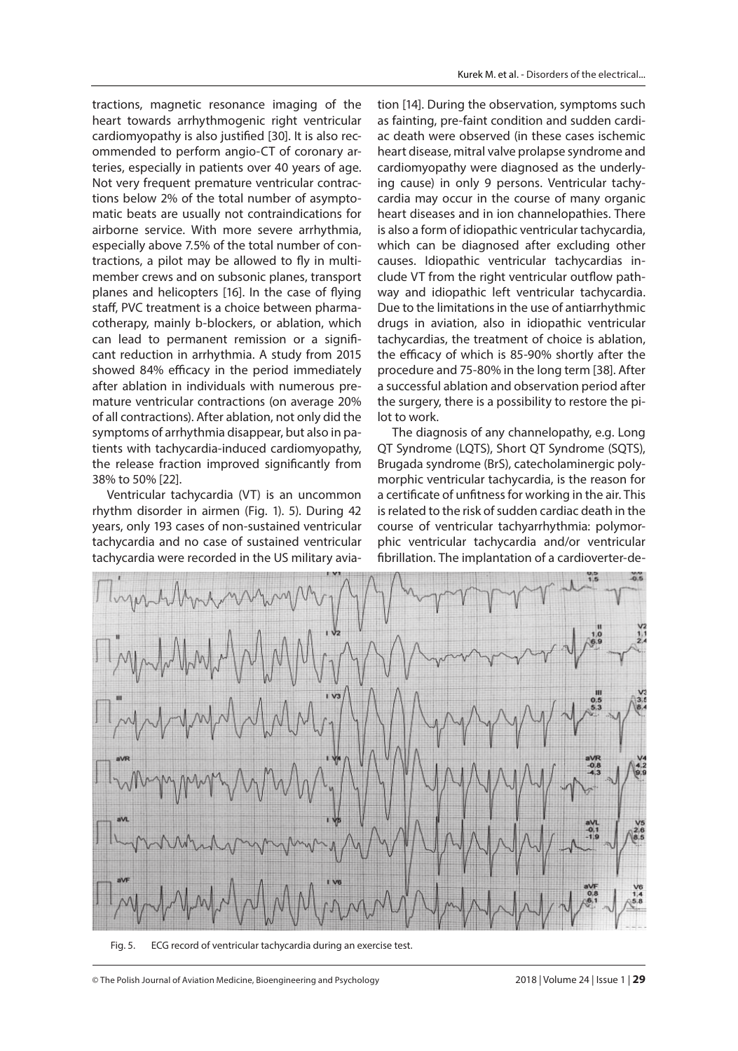tractions, magnetic resonance imaging of the heart towards arrhythmogenic right ventricular cardiomyopathy is also justified [30]. It is also recommended to perform angio-CT of coronary arteries, especially in patients over 40 years of age. Not very frequent premature ventricular contractions below 2% of the total number of asymptomatic beats are usually not contraindications for airborne service. With more severe arrhythmia, especially above 7.5% of the total number of contractions, a pilot may be allowed to fly in multi-member crews and on subsonic planes, transport planes and helicopters [16]. In the case of flying staff, PVC treatment is a choice between pharmacotherapy, mainly b-blockers, or ablation, which can lead to permanent remission or a significant reduction in arrhythmia. A study from 2015 showed 84% efficacy in the period immediately after ablation in individuals with numerous premature ventricular contractions (on average 20% of all contractions). After ablation, not only did the symptoms of arrhythmia disappear, but also in patients with tachycardia-induced cardiomyopathy, the release fraction improved significantly from 38% to 50% [22].

Ventricular tachycardia (VT) is an uncommon rhythm disorder in airmen (Fig. 1). 5). During 42 years, only 193 cases of non-sustained ventricular tachycardia and no case of sustained ventricular tachycardia were recorded in the US military aviation [14]. During the observation, symptoms such as fainting, pre-faint condition and sudden cardiac death were observed (in these cases ischemic heart disease, mitral valve prolapse syndrome and cardiomyopathy were diagnosed as the underlying cause) in only 9 persons. Ventricular tachycardia may occur in the course of many organic heart diseases and in ion channelopathies. There is also a form of idiopathic ventricular tachycardia, which can be diagnosed after excluding other causes. Idiopathic ventricular tachycardias include VT from the right ventricular outflow pathway and idiopathic left ventricular tachycardia. Due to the limitations in the use of antiarrhythmic drugs in aviation, also in idiopathic ventricular tachycardias, the treatment of choice is ablation, the efficacy of which is 85-90% shortly after the procedure and 75-80% in the long term [38]. After a successful ablation and observation period after the surgery, there is a possibility to restore the pilot to work.

The diagnosis of any channelopathy, e.g. Long QT Syndrome (LQTS), Short QT Syndrome (SQTS), Brugada syndrome (BrS), catecholaminergic polymorphic ventricular tachycardia, is the reason for a certificate of unfitness for working in the air. This is related to the risk of sudden cardiac death in the course of ventricular tachyarrhythmia: polymorphic ventricular tachycardia and/or ventricular fibrillation. The implantation of a cardioverter-de-

Fig. 5. ECG record of ventricular tachycardia during an exercise test.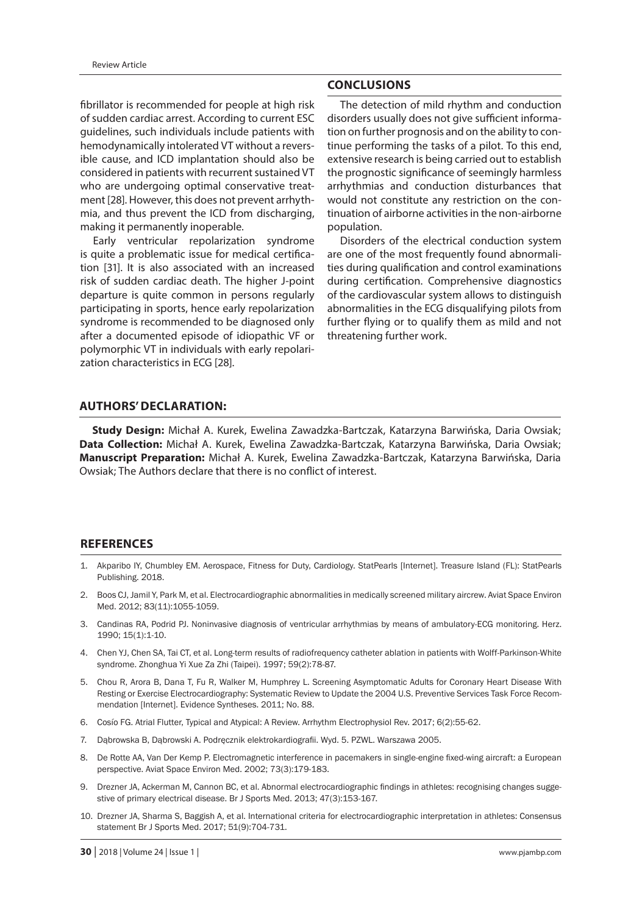fibrillator is recommended for people at high risk of sudden cardiac arrest. According to current ESC guidelines, such individuals include patients with hemodynamically intolerated VT without a reversible cause, and ICD implantation should also be considered in patients with recurrent sustained VT who are undergoing optimal conservative treatment [28]. However, this does not prevent arrhythmia, and thus prevent the ICD from discharging, making it permanently inoperable.

Early ventricular repolarization syndrome is quite a problematic issue for medical certification [31]. It is also associated with an increased risk of sudden cardiac death. The higher J-point departure is quite common in persons regularly participating in sports, hence early repolarization syndrome is recommended to be diagnosed only after a documented episode of idiopathic VF or polymorphic VT in individuals with early repolarization characteristics in ECG [28].

## CONCLUSIONS

The detection of mild rhythm and conduction disorders usually does not give sufficient information on further prognosis and on the ability to continue performing the tasks of a pilot. To this end, extensive research is being carried out to establish the prognostic significance of seemingly harmless arrhythmias and conduction disturbances that would not constitute any restriction on the continuation of airborne activities in the non-airborne population.

Disorders of the electrical conduction system are one of the most frequently found abnormalities during qualification and control examinations during certification. Comprehensive diagnostics of the cardiovascular system allows to distinguish abnormalities in the ECG disqualifying pilots from further flying or to qualify them as mild and not threatening further work.

## AUTHORS' DECLARATION:

**Study Design:** Michał A. Kurek, Ewelina Zawadzka-Bartczak, Katarzyna Barwińska, Daria Owsiak; **Data Collection:** Michał A. Kurek, Ewelina Zawadzka-Bartczak, Katarzyna Barwińska, Daria Owsiak; **Manuscript Preparation:** Michał A. Kurek, Ewelina Zawadzka-Bartczak, Katarzyna Barwińska, Daria Owsiak; The Authors declare that there is no conflict of interest.

## REFERENCES

1. Akparibo IY, Chumbley EM. Aerospace, Fitness for Duty, Cardiology. StatPearls [Internet]. Treasure Island (FL): StatPearls Publishing. 2018.
2. Boos CJ, Jamil Y, Park M, et al. Electrocardiographic abnormalities in medically screened military aircrew. Aviat Space Environ Med. 2012; 83(11):1055-1059.
3. Candinas RA, Podrid PJ. Noninvasive diagnosis of ventricular arrhythmias by means of ambulatory-ECG monitoring. Herz. 1990; 15(1):1-10.
4. Chen YJ, Chen SA, Tai CT, et al. Long-term results of radiofrequency catheter ablation in patients with Wolff-Parkinson-White syndrome. Zhonghua Yi Xue Za Zhi (Taipei). 1997; 59(2):78-87.
5. Chou R, Arora B, Dana T, Fu R, Walker M, Humphrey L. Screening Asymptomatic Adults for Coronary Heart Disease With Resting or Exercise Electrocardiography: Systematic Review to Update the 2004 U.S. Preventive Services Task Force Recommendation [Internet]. Evidence Syntheses. 2011; No. 88.
6. Cosío FG. Atrial Flutter, Typical and Atypical: A Review. Arrhythm Electrophysiol Rev. 2017; 6(2):55-62.
7. Dąbrowska B, Dąbrowski A. Podręcznik elektrokardiografii. Wyd. 5. PZWL. Warszawa 2005.
8. De Rotte AA, Van Der Kemp P. Electromagnetic interference in pacemakers in single-engine fixed-wing aircraft: a European perspective. Aviat Space Environ Med. 2002; 73(3):179-183.
9. Drezner JA, Ackerman M, Cannon BC, et al. Abnormal electrocardiographic findings in athletes: recognising changes suggestive of primary electrical disease. Br J Sports Med. 2013; 47(3):153-167.
10. Drezner JA, Sharma S, Baggish A, et al. International criteria for electrocardiographic interpretation in athletes: Consensus statement Br J Sports Med. 2017; 51(9):704-731.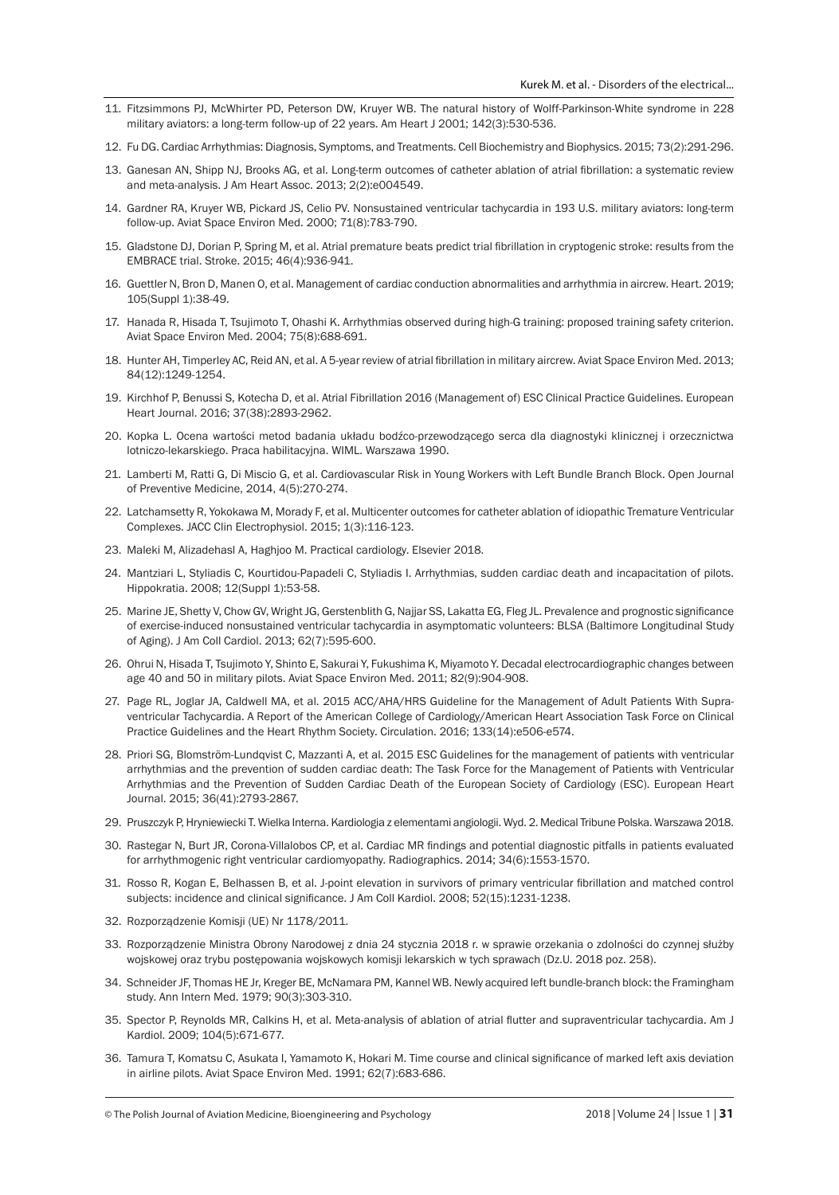11. Fitzsimmons PJ, McWhirter PD, Peterson DW, Kruyer WB. The natural history of Wolff-Parkinson-White syndrome in 228 military aviators: a long-term follow-up of 22 years. Am Heart J 2001; 142(3):530-536.
12. Fu DG. Cardiac Arrhythmias: Diagnosis, Symptoms, and Treatments. Cell Biochemistry and Biophysics. 2015; 73(2):291-296.
13. Ganesan AN, Shipp NJ, Brooks AG, et al. Long-term outcomes of catheter ablation of atrial fibrillation: a systematic review and meta-analysis. J Am Heart Assoc. 2013; 2(2):e004549.
14. Gardner RA, Kruyer WB, Pickard JS, Celio PV. Nonsustained ventricular tachycardia in 193 U.S. military aviators: long-term follow-up. Aviat Space Environ Med. 2000; 71(8):783-790.
15. Gladstone DJ, Dorian P, Spring M, et al. Atrial premature beats predict trial fibrillation in cryptogenic stroke: results from the EMBRACE trial. Stroke. 2015; 46(4):936-941.
16. Guettler N, Bron D, Manen O, et al. Management of cardiac conduction abnormalities and arrhythmia in aircrew. Heart. 2019; 105(Suppl 1):38-49.
17. Hanada R, Hisada T, Tsujimoto T, Ohashi K. Arrhythmias observed during high-G training: proposed training safety criterion. Aviat Space Environ Med. 2004; 75(8):688-691.
18. Hunter AH, Timperley AC, Reid AN, et al. A 5-year review of atrial fibrillation in military aircrew. Aviat Space Environ Med. 2013; 84(12):1249-1254.
19. Kirchhof P, Benussi S, Kotecha D, et al. Atrial Fibrillation 2016 (Management of) ESC Clinical Practice Guidelines. European Heart Journal. 2016; 37(38):2893-2962.
20. Kopka L. Ocena wartości metod badania układu bodźco-przewodzącego serca dla diagnostyki klinicznej i orzecznictwa lotniczo-lekarskiego. Praca habilitacyjna. WIML. Warszawa 1990.
21. Lamberti M, Ratti G, Di Miscio G, et al. Cardiovascular Risk in Young Workers with Left Bundle Branch Block. Open Journal of Preventive Medicine, 2014, 4(5):270-274.
22. Latchamsetty R, Yokokawa M, Morady F, et al. Multicenter outcomes for catheter ablation of idiopathic Tremature Ventricular Complexes. JACC Clin Electrophysiol. 2015; 1(3):116-123.
23. Maleki M, Alizadehasl A, Haghjoo M. Practical cardiology. Elsevier 2018.
24. Mantziari L, Styliadis C, Kourtidou-Papadeli C, Styliadis I. Arrhythmias, sudden cardiac death and incapacitation of pilots. Hippokratia. 2008; 12(Suppl 1):53-58.
25. Marine JE, Shetty V, Chow GV, Wright JG, Gerstenblith G, Najjar SS, Lakatta EG, Fleg JL. Prevalence and prognostic significance of exercise-induced nonsustained ventricular tachycardia in asymptomatic volunteers: BLSA (Baltimore Longitudinal Study of Aging). J Am Coll Cardiol. 2013; 62(7):595-600.
26. Ohrui N, Hisada T, Tsujimoto Y, Shinto E, Sakurai Y, Fukushima K, Miyamoto Y. Decadal electrocardiographic changes between age 40 and 50 in military pilots. Aviat Space Environ Med. 2011; 82(9):904-908.
27. Page RL, Joglar JA, Caldwell MA, et al. 2015 ACC/AHA/HRS Guideline for the Management of Adult Patients With Supraventricular Tachycardia. A Report of the American College of Cardiology/American Heart Association Task Force on Clinical Practice Guidelines and the Heart Rhythm Society. Circulation. 2016; 133(14):e506-e574.
28. Priori SG, Blomström-Lundqvist C, Mazzanti A, et al. 2015 ESC Guidelines for the management of patients with ventricular arrhythmias and the prevention of sudden cardiac death: The Task Force for the Management of Patients with Ventricular Arrhythmias and the Prevention of Sudden Cardiac Death of the European Society of Cardiology (ESC). European Heart Journal. 2015; 36(41):2793-2867.
29. Pruszczyk P, Hryniewiecki T. Wielka Interna. Kardiologia z elementami angiologii. Wyd. 2. Medical Tribune Polska. Warszawa 2018.
30. Rastegar N, Burt JR, Corona-Villalobos CP, et al. Cardiac MR findings and potential diagnostic pitfalls in patients evaluated for arrhythmogenic right ventricular cardiomyopathy. Radiographics. 2014; 34(6):1553-1570.
31. Rosso R, Kogan E, Belhassen B, et al. J-point elevation in survivors of primary ventricular fibrillation and matched control subjects: incidence and clinical significance. J Am Coll Kardiol. 2008; 52(15):1231-1238.
32. Rozporządzenie Komisji (UE) Nr 1178/2011.
33. Rozporządzenie Ministra Obrony Narodowej z dnia 24 stycznia 2018 r. w sprawie orzekania o zdolności do czynnej służby wojskowej oraz trybu postępowania wojskowych komisji lekarskich w tych sprawach (Dz.U. 2018 poz. 258).
34. Schneider JF, Thomas HE Jr, Kreger BE, McNamara PM, Kannel WB. Newly acquired left bundle-branch block: the Framingham study. Ann Intern Med. 1979; 90(3):303-310.
35. Spector P, Reynolds MR, Calkins H, et al. Meta-analysis of ablation of atrial flutter and supraventricular tachycardia. Am J Kardiol. 2009; 104(5):671-677.
36. Tamura T, Komatsu C, Asukata I, Yamamoto K, Hokari M. Time course and clinical significance of marked left axis deviation in airline pilots. Aviat Space Environ Med. 1991; 62(7):683-686.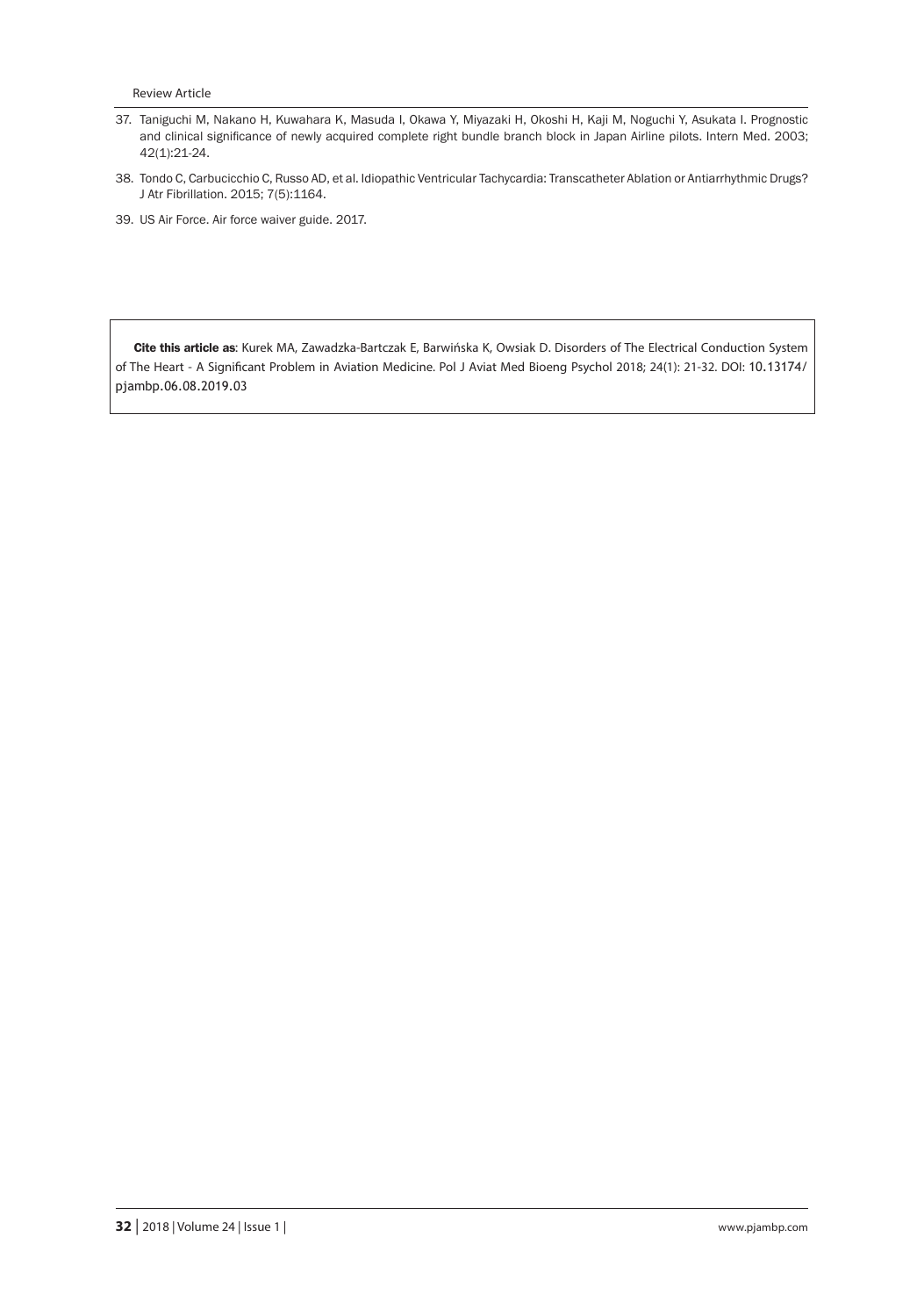37. Taniguchi M, Nakano H, Kuwahara K, Masuda I, Okawa Y, Miyazaki H, Okoshi H, Kaji M, Noguchi Y, Asukata I. Prognostic and clinical significance of newly acquired complete right bundle branch block in Japan Airline pilots. Intern Med. 2003; 42(1):21-24.
38. Tondo C, Carbucicchio C, Russo AD, et al. Idiopathic Ventricular Tachycardia: Transcatheter Ablation or Antiarrhythmic Drugs? J Atr Fibrillation. 2015; 7(5):1164.
39. US Air Force. Air force waiver guide. 2017.

**Cite this article as**: Kurek MA, Zawadzka-Bartczak E, Barwińska K, Owsiak D. Disorders of The Electrical Conduction System of The Heart - A Significant Problem in Aviation Medicine. Pol J Aviat Med Bioeng Psychol 2018; 24(1): 21-32. DOI: 10.13174/pjambp.06.08.2019.03